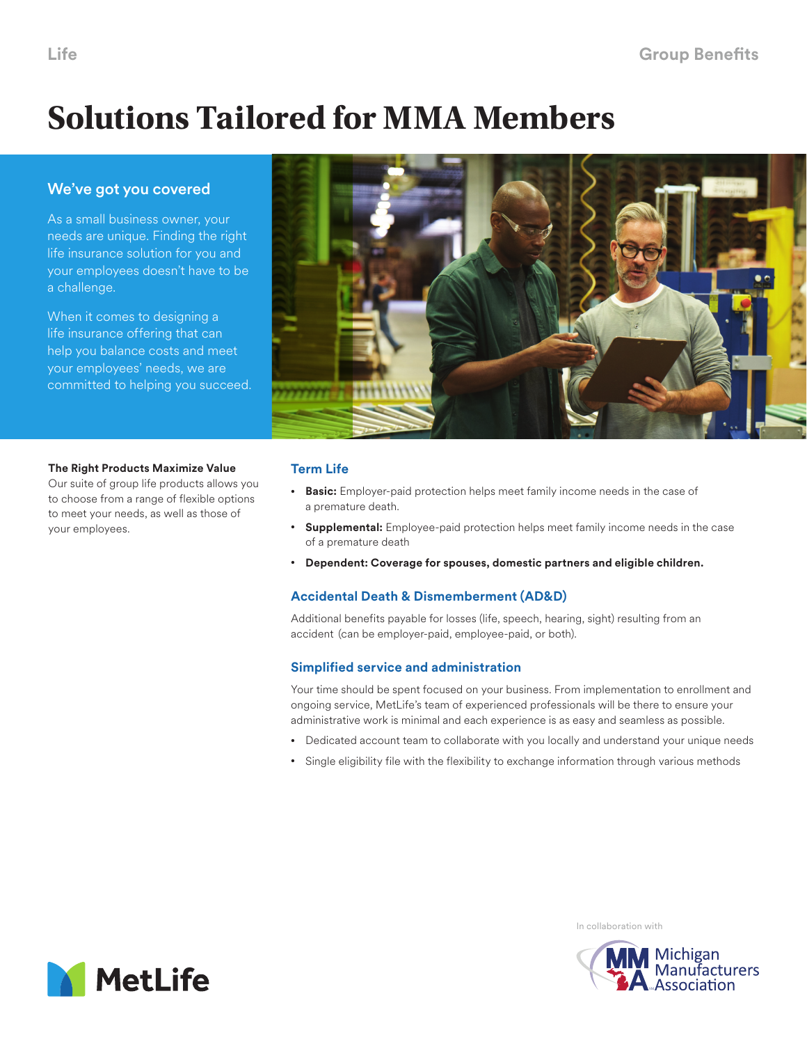Life

Group Benefits

# Solutions Tailored for MMA Members

## We've got you covered

As a small business owner, your needs are unique. Finding the right life insurance solution for you and your employees doesn't have to be a challenge.

When it comes to designing a life insurance offering that can help you balance costs and meet your employees' needs, we are committed to helping you succeed.

**The Right Products Maximize Value**
Our suite of group life products allows you to choose from a range of flexible options to meet your needs, as well as those of your employees.

### Term Life

- **Basic:** Employer-paid protection helps meet family income needs in the case of a premature death.
- **Supplemental:** Employee-paid protection helps meet family income needs in the case of a premature death
- **Dependent: Coverage for spouses, domestic partners and eligible children.**

### Accidental Death & Dismemberment (AD&D)

Additional benefits payable for losses (life, speech, hearing, sight) resulting from an accident (can be employer-paid, employee-paid, or both).

### Simplified service and administration

Your time should be spent focused on your business. From implementation to enrollment and ongoing service, MetLife's team of experienced professionals will be there to ensure your administrative work is minimal and each experience is as easy and seamless as possible.

- Dedicated account team to collaborate with you locally and understand your unique needs
- Single eligibility file with the flexibility to exchange information through various methods

MetLife

In collaboration with

Michigan Manufacturers Association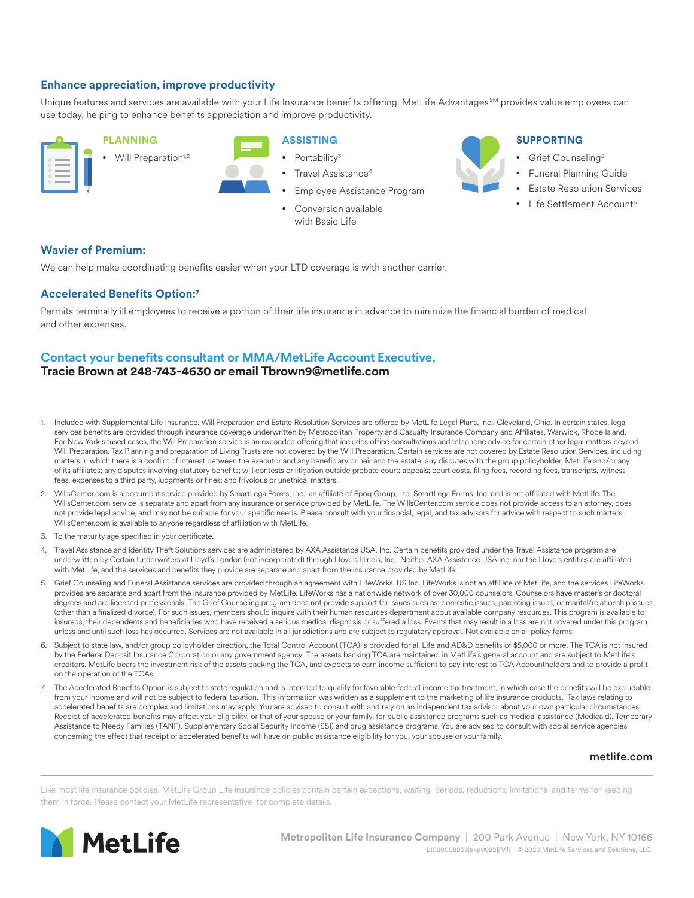## Enhance appreciation, improve productivity

Unique features and services are available with your Life Insurance benefits offering. MetLife Advantages℠ provides value employees can use today, helping to enhance benefits appreciation and improve productivity.

### PLANNING

- Will Preparation[1,2]

### ASSISTING

- Portability[3]
- Travel Assistance[4]
- Employee Assistance Program
- Conversion available with Basic Life

### SUPPORTING

- Grief Counseling[5]
- Funeral Planning Guide
- Estate Resolution Services[1]
- Life Settlement Account[6]

## Wavier of Premium:

We can help make coordinating benefits easier when your LTD coverage is with another carrier.

## Accelerated Benefits Option:[7]

Permits terminally ill employees to receive a portion of their life insurance in advance to minimize the financial burden of medical and other expenses.

## Contact your benefits consultant or MMA/MetLife Account Executive,

**Tracie Brown at 248-743-4630 or email Tbrown9@metlife.com**

1. Included with Supplemental Life Insurance. Will Preparation and Estate Resolution Services are offered by MetLife Legal Plans, Inc., Cleveland, Ohio. In certain states, legal services benefits are provided through insurance coverage underwritten by Metropolitan Property and Casualty Insurance Company and Affiliates, Warwick, Rhode Island. For New York situsd cases, the Will Preparation service is an expanded offering that includes office consultations and telephone advice for certain other legal matters beyond Will Preparation. Tax Planning and preparation of Living Trusts are not covered by the Will Preparation. Certain services are not covered by Estate Resolution Services, including matters in which there is a conflict of interest between the executor and any beneficiary or heir and the estate; any disputes with the group policyholder, MetLife and/or any of its affiliates; any disputes involving statutory benefits; will contests or litigation outside probate court; appeals; court costs, filing fees, recording fees, transcripts, witness fees, expenses to a third party, judgments or fines; and frivolous or unethical matters.
2. WillsCenter.com is a document service provided by SmartLegalForms, Inc., an affiliate of Epoq Group, Ltd. SmartLegalForms, Inc. and is not affiliated with MetLife. The WillsCenter.com service is separate and apart from any insurance or service provided by MetLife. The WillsCenter.com service does not provide access to an attorney, does not provide legal advice, and may not be suitable for your specific needs. Please consult with your financial, legal, and tax advisors for advice with respect to such matters. WillsCenter.com is available to anyone regardless of affiliation with MetLife.
3. To the maturity age specified in your certificate.
4. Travel Assistance and Identity Theft Solutions services are administered by AXA Assistance USA, Inc. Certain benefits provided under the Travel Assistance program are underwritten by Certain Underwriters at Lloyd's London (not incorporated) through Lloyd's Illinois, Inc. Neither AXA Assistance USA Inc. nor the Lloyd's entities are affiliated with MetLife, and the services and benefits they provide are separate and apart from the insurance provided by MetLife.
5. Grief Counseling and Funeral Assistance services are provided through an agreement with LifeWorks. US Inc. LifeWorks is not an affiliate of MetLife, and the services LifeWorks provides are separate and apart from the insurance provided by MetLife. LifeWorks has a nationwide network of over 30,000 counselors. Counselors have master's or doctoral degrees and are licensed professionals. The Grief Counseling program does not provide support for issues such as: domestic issues, parenting issues, or marital/relationship issues (other than a finalized divorce). For such issues, members should inquire with their human resources department about available company resources. This program is available to insureds, their dependents and beneficiaries who have received a serious medical diagnosis or suffered a loss. Events that may result in a loss are not covered under this program unless and until such loss has occurred. Services are not available in all jurisdictions and are subject to regulatory approval. Not available on all policy forms.
6. Subject to state law, and/or group policyholder direction, the Total Control Account (TCA) is provided for all Life and AD&D benefits of $5,000 or more. The TCA is not insured by the Federal Deposit Insurance Corporation or any government agency. The assets backing TCA are maintained in MetLife's general account and are subject to MetLife's creditors. MetLife bears the investment risk of the assets backing the TCA, and expects to earn income sufficient to pay interest to TCA Accountholders and to provide a profit on the operation of the TCAs.
7. The Accelerated Benefits Option is subject to state regulation and is intended to qualify for favorable federal income tax treatment, in which case the benefits will be excludable from your income and will not be subject to federal taxation. This information was written as a supplement to the marketing of life insurance products. Tax laws relating to accelerated benefits are complex and limitations may apply. You are advised to consult with and rely on an independent tax advisor about your own particular circumstances. Receipt of accelerated benefits may affect your eligibility, or that of your spouse or your family, for public assistance programs such as medical assistance (Medicaid), Temporary Assistance to Needy Families (TANF), Supplementary Social Security Income (SSI) and drug assistance programs. You are advised to consult with social service agencies concerning the effect that receipt of accelerated benefits will have on public assistance eligibility for you, your spouse or your family.

metlife.com

Like most life insurance policies, MetLife Group Life insurance policies contain certain exceptions, waiting periods, reductions, limitations and terms for keeping them in force. Please contact your MetLife representative for complete details.

MetLife

Metropolitan Life Insurance Company | 200 Park Avenue | New York, NY 10166

L1020008238[exp0922][MI] © 2020 MetLife Services and Solutions, LLC.